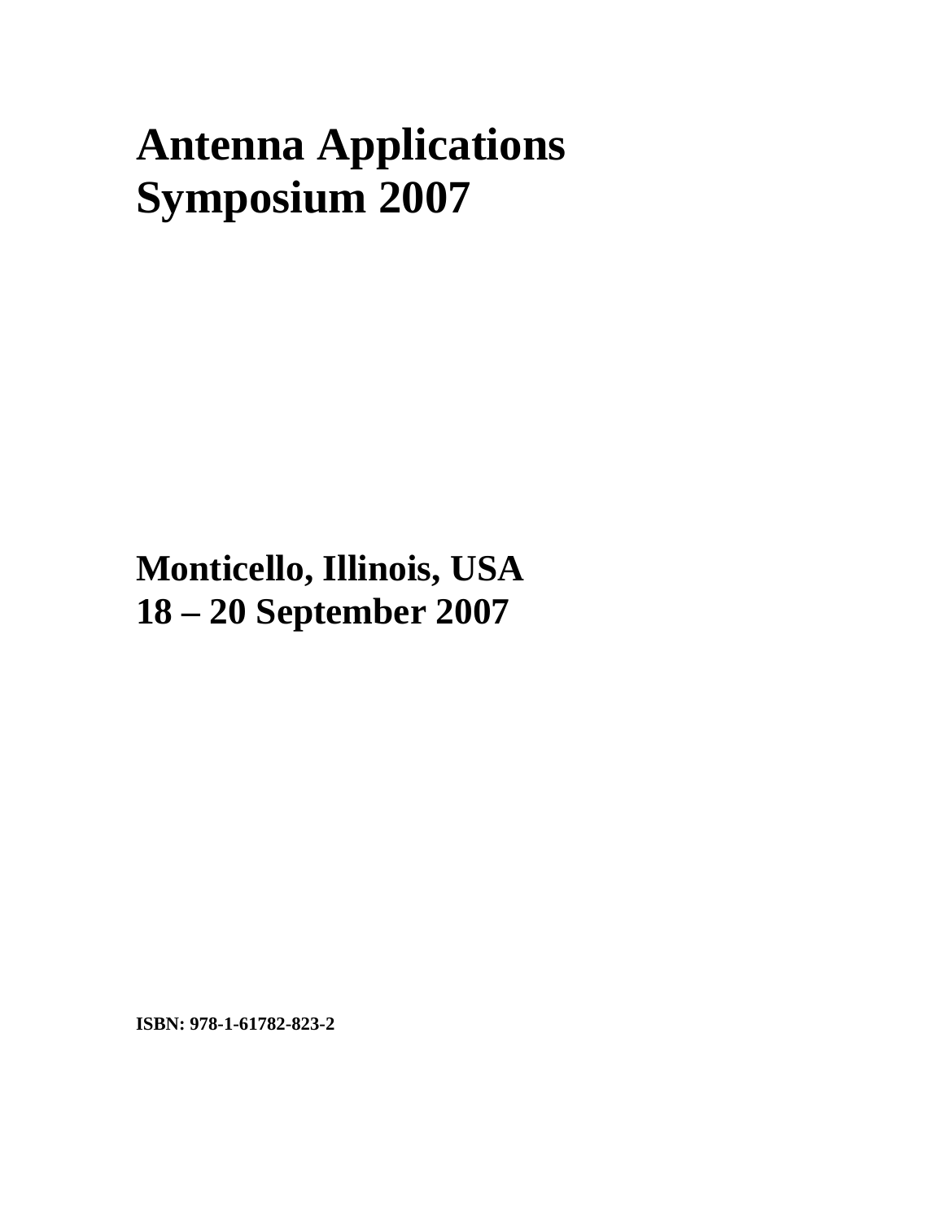# Antenna Applications Symposium 2007

## Monticello, Illinois, USA
## 18 – 20 September 2007

**ISBN: 978-1-61782-823-2**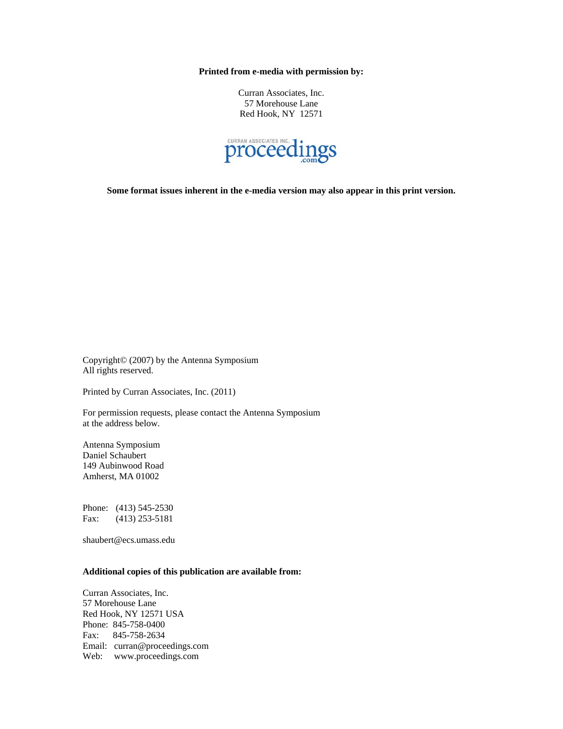**Printed from e-media with permission by:**

Curran Associates, Inc.
57 Morehouse Lane
Red Hook, NY 12571

CURRAN ASSOCIATES INC.
proceedings
.com

**Some format issues inherent in the e-media version may also appear in this print version.**

Copyright© (2007) by the Antenna Symposium
All rights reserved.

Printed by Curran Associates, Inc. (2011)

For permission requests, please contact the Antenna Symposium
at the address below.

Antenna Symposium
Daniel Schaubert
149 Aubinwood Road
Amherst, MA 01002

Phone: (413) 545-2530
Fax: (413) 253-5181

shaubert@ecs.umass.edu

**Additional copies of this publication are available from:**

Curran Associates, Inc.
57 Morehouse Lane
Red Hook, NY 12571 USA
Phone: 845-758-0400
Fax: 845-758-2634
Email: curran@proceedings.com
Web: www.proceedings.com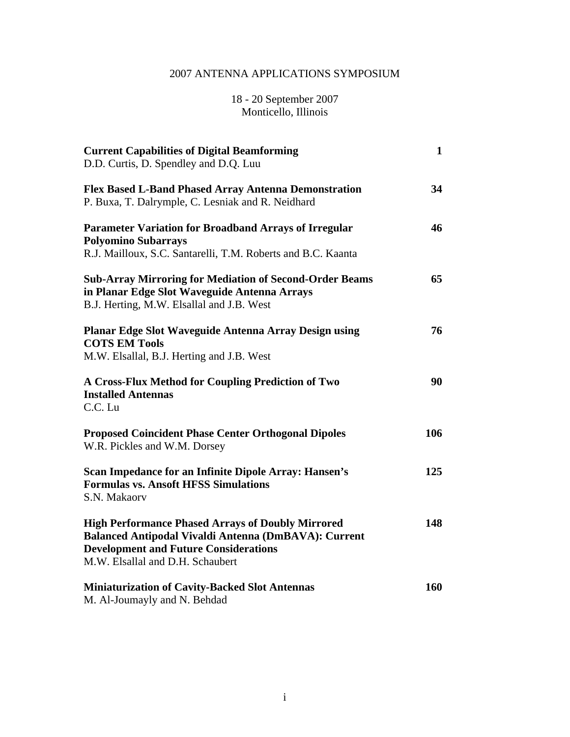# 2007 ANTENNA APPLICATIONS SYMPOSIUM

18 - 20 September 2007
Monticello, Illinois

| | |
|---|---|
| **Current Capabilities of Digital Beamforming**<br>D.D. Curtis, D. Spendley and D.Q. Luu | **1** |
| **Flex Based L-Band Phased Array Antenna Demonstration**<br>P. Buxa, T. Dalrymple, C. Lesniak and R. Neidhard | **34** |
| **Parameter Variation for Broadband Arrays of Irregular Polyomino Subarrays**<br>R.J. Mailloux, S.C. Santarelli, T.M. Roberts and B.C. Kaanta | **46** |
| **Sub-Array Mirroring for Mediation of Second-Order Beams in Planar Edge Slot Waveguide Antenna Arrays**<br>B.J. Herting, M.W. Elsallal and J.B. West | **65** |
| **Planar Edge Slot Waveguide Antenna Array Design using COTS EM Tools**<br>M.W. Elsallal, B.J. Herting and J.B. West | **76** |
| **A Cross-Flux Method for Coupling Prediction of Two Installed Antennas**<br>C.C. Lu | **90** |
| **Proposed Coincident Phase Center Orthogonal Dipoles**<br>W.R. Pickles and W.M. Dorsey | **106** |
| **Scan Impedance for an Infinite Dipole Array: Hansen's Formulas vs. Ansoft HFSS Simulations**<br>S.N. Makaorv | **125** |
| **High Performance Phased Arrays of Doubly Mirrored Balanced Antipodal Vivaldi Antenna (DmBAVA): Current Development and Future Considerations**<br>M.W. Elsallal and D.H. Schaubert | **148** |
| **Miniaturization of Cavity-Backed Slot Antennas**<br>M. Al-Joumayly and N. Behdad | **160** |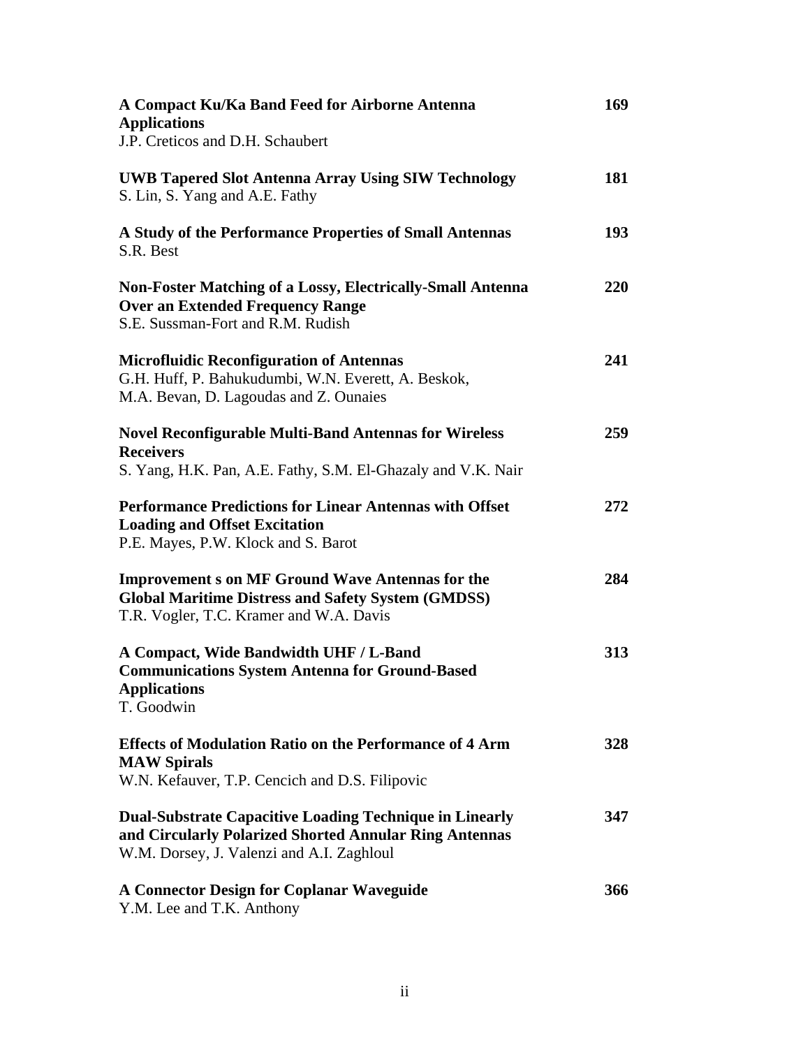**A Compact Ku/Ka Band Feed for Airborne Antenna Applications** **169**
J.P. Creticos and D.H. Schaubert

**UWB Tapered Slot Antenna Array Using SIW Technology** **181**
S. Lin, S. Yang and A.E. Fathy

**A Study of the Performance Properties of Small Antennas** **193**
S.R. Best

**Non-Foster Matching of a Lossy, Electrically-Small Antenna Over an Extended Frequency Range** **220**
S.E. Sussman-Fort and R.M. Rudish

**Microfluidic Reconfiguration of Antennas** **241**
G.H. Huff, P. Bahukudumbi, W.N. Everett, A. Beskok, M.A. Bevan, D. Lagoudas and Z. Ounaies

**Novel Reconfigurable Multi-Band Antennas for Wireless Receivers** **259**
S. Yang, H.K. Pan, A.E. Fathy, S.M. El-Ghazaly and V.K. Nair

**Performance Predictions for Linear Antennas with Offset Loading and Offset Excitation** **272**
P.E. Mayes, P.W. Klock and S. Barot

**Improvement s on MF Ground Wave Antennas for the Global Maritime Distress and Safety System (GMDSS)** **284**
T.R. Vogler, T.C. Kramer and W.A. Davis

**A Compact, Wide Bandwidth UHF / L-Band Communications System Antenna for Ground-Based Applications** **313**
T. Goodwin

**Effects of Modulation Ratio on the Performance of 4 Arm MAW Spirals** **328**
W.N. Kefauver, T.P. Cencich and D.S. Filipovic

**Dual-Substrate Capacitive Loading Technique in Linearly and Circularly Polarized Shorted Annular Ring Antennas** **347**
W.M. Dorsey, J. Valenzi and A.I. Zaghloul

**A Connector Design for Coplanar Waveguide** **366**
Y.M. Lee and T.K. Anthony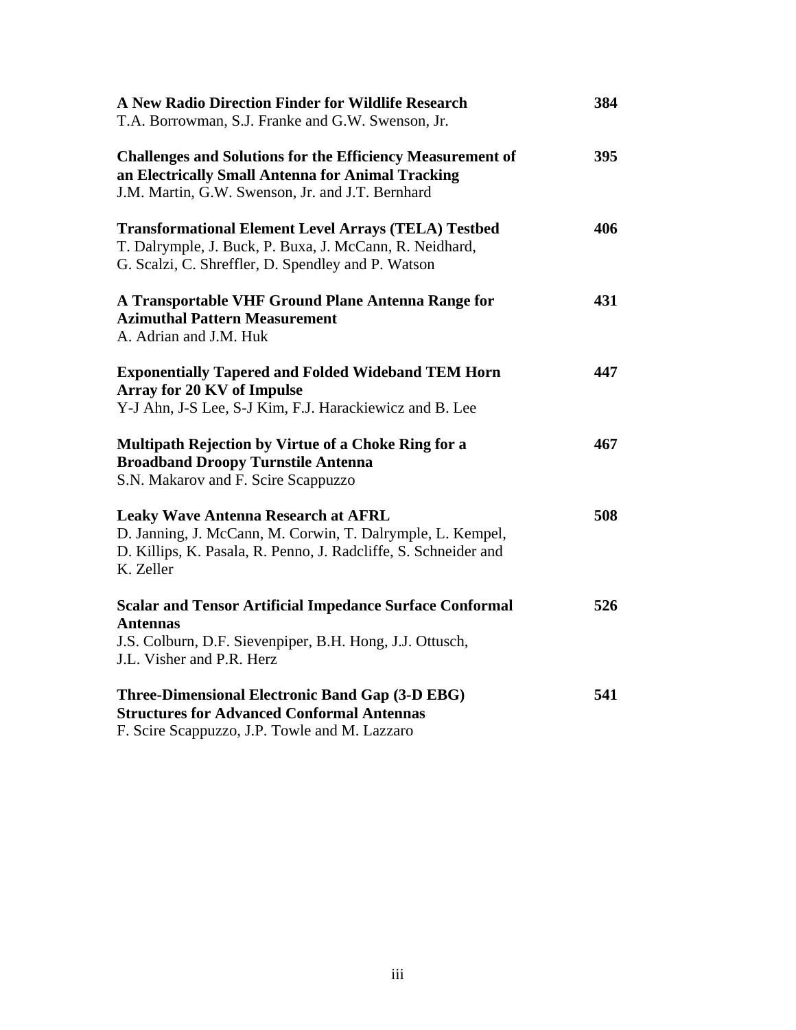**A New Radio Direction Finder for Wildlife Research** 384
T.A. Borrowman, S.J. Franke and G.W. Swenson, Jr.

**Challenges and Solutions for the Efficiency Measurement of an Electrically Small Antenna for Animal Tracking** 395
J.M. Martin, G.W. Swenson, Jr. and J.T. Bernhard

**Transformational Element Level Arrays (TELA) Testbed** 406
T. Dalrymple, J. Buck, P. Buxa, J. McCann, R. Neidhard, G. Scalzi, C. Shreffler, D. Spendley and P. Watson

**A Transportable VHF Ground Plane Antenna Range for Azimuthal Pattern Measurement** 431
A. Adrian and J.M. Huk

**Exponentially Tapered and Folded Wideband TEM Horn Array for 20 KV of Impulse** 447
Y-J Ahn, J-S Lee, S-J Kim, F.J. Harackiewicz and B. Lee

**Multipath Rejection by Virtue of a Choke Ring for a Broadband Droopy Turnstile Antenna** 467
S.N. Makarov and F. Scire Scappuzzo

**Leaky Wave Antenna Research at AFRL** 508
D. Janning, J. McCann, M. Corwin, T. Dalrymple, L. Kempel, D. Killips, K. Pasala, R. Penno, J. Radcliffe, S. Schneider and K. Zeller

**Scalar and Tensor Artificial Impedance Surface Conformal Antennas** 526
J.S. Colburn, D.F. Sievenpiper, B.H. Hong, J.J. Ottusch, J.L. Visher and P.R. Herz

**Three-Dimensional Electronic Band Gap (3-D EBG) Structures for Advanced Conformal Antennas** 541
F. Scire Scappuzzo, J.P. Towle and M. Lazzaro